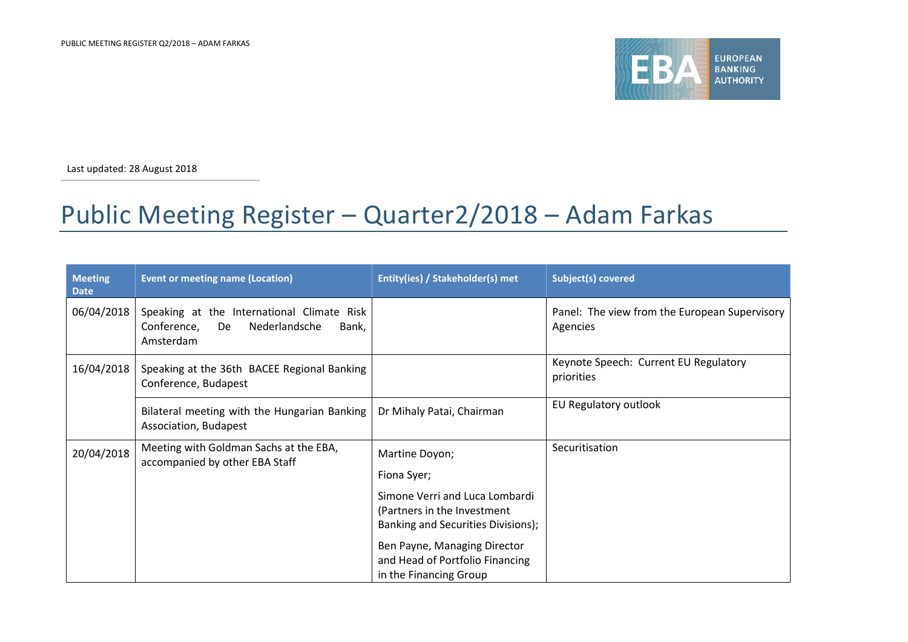Last updated: 28 August 2018

# Public Meeting Register – Quarter2/2018 – Adam Farkas

| Meeting Date | Event or meeting name (Location) | Entity(ies) / Stakeholder(s) met | Subject(s) covered |
|---|---|---|---|
| 06/04/2018 | Speaking at the International Climate Risk Conference, De Nederlandsche Bank, Amsterdam | | Panel: The view from the European Supervisory Agencies |
| 16/04/2018 | Speaking at the 36th BACEE Regional Banking Conference, Budapest | | Keynote Speech: Current EU Regulatory priorities |
| | Bilateral meeting with the Hungarian Banking Association, Budapest | Dr Mihaly Patai, Chairman | EU Regulatory outlook |
| 20/04/2018 | Meeting with Goldman Sachs at the EBA, accompanied by other EBA Staff | Martine Doyon; Fiona Syer; Simone Verri and Luca Lombardi (Partners in the Investment Banking and Securities Divisions); Ben Payne, Managing Director and Head of Portfolio Financing in the Financing Group | Securitisation |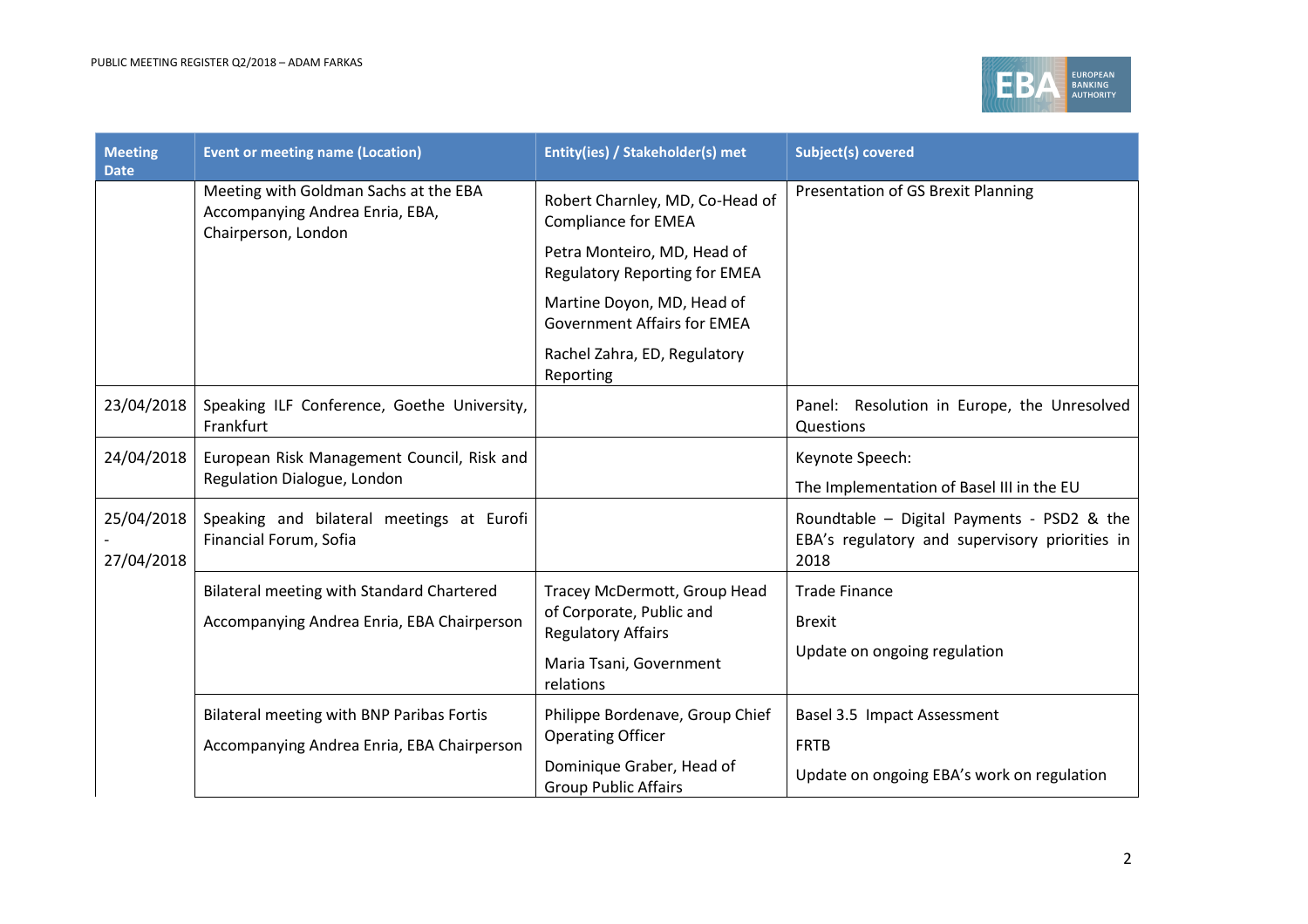| Meeting Date | Event or meeting name (Location) | Entity(ies) / Stakeholder(s) met | Subject(s) covered |
|---|---|---|---|
| | Meeting with Goldman Sachs at the EBA Accompanying Andrea Enria, EBA, Chairperson, London | Robert Charnley, MD, Co-Head of Compliance for EMEA<br><br>Petra Monteiro, MD, Head of Regulatory Reporting for EMEA<br><br>Martine Doyon, MD, Head of Government Affairs for EMEA<br><br>Rachel Zahra, ED, Regulatory Reporting | Presentation of GS Brexit Planning |
| 23/04/2018 | Speaking ILF Conference, Goethe University, Frankfurt | | Panel: Resolution in Europe, the Unresolved Questions |
| 24/04/2018 | European Risk Management Council, Risk and Regulation Dialogue, London | | Keynote Speech:<br><br>The Implementation of Basel III in the EU |
| 25/04/2018 - 27/04/2018 | Speaking and bilateral meetings at Eurofi Financial Forum, Sofia | | Roundtable – Digital Payments - PSD2 & the EBA's regulatory and supervisory priorities in 2018 |
| | Bilateral meeting with Standard Chartered<br><br>Accompanying Andrea Enria, EBA Chairperson | Tracey McDermott, Group Head of Corporate, Public and Regulatory Affairs<br><br>Maria Tsani, Government relations | Trade Finance<br><br>Brexit<br><br>Update on ongoing regulation |
| | Bilateral meeting with BNP Paribas Fortis<br><br>Accompanying Andrea Enria, EBA Chairperson | Philippe Bordenave, Group Chief Operating Officer<br><br>Dominique Graber, Head of Group Public Affairs | Basel 3.5 Impact Assessment<br><br>FRTB<br><br>Update on ongoing EBA's work on regulation |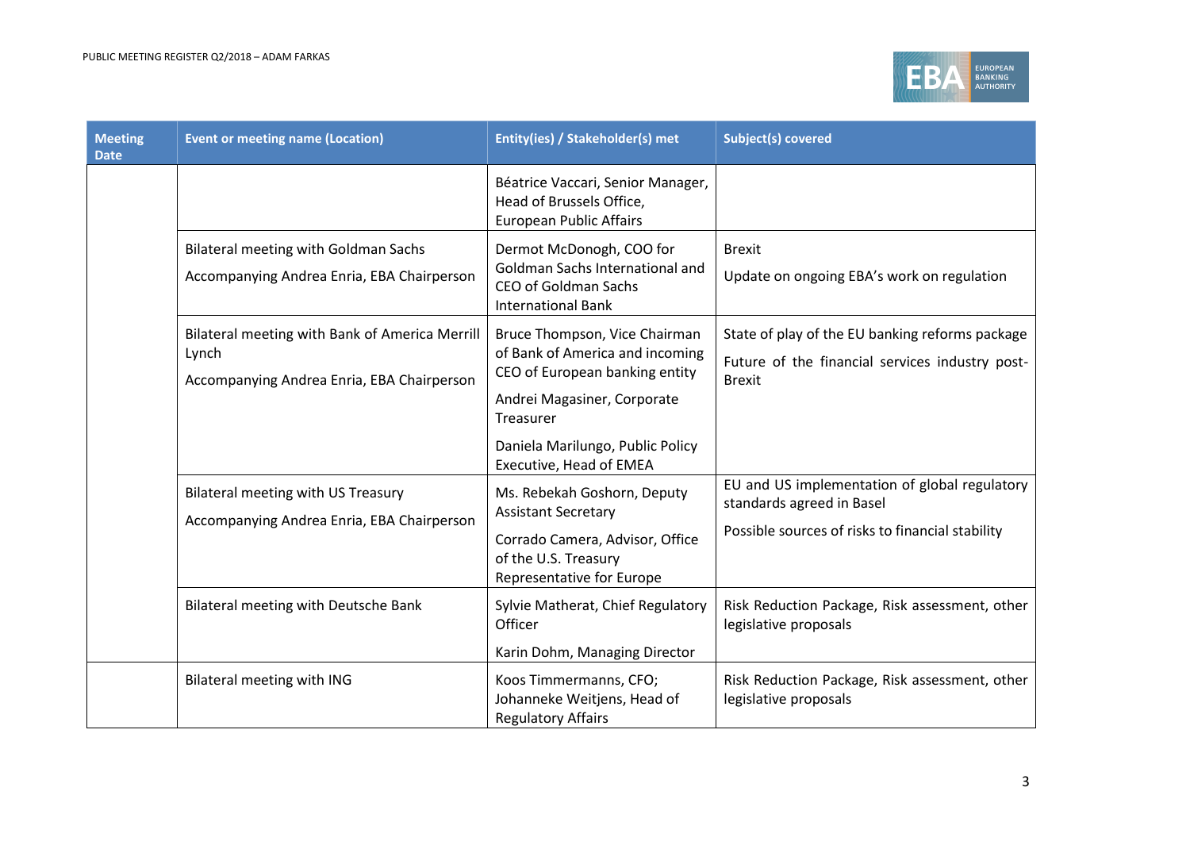| Meeting Date | Event or meeting name (Location) | Entity(ies) / Stakeholder(s) met | Subject(s) covered |
|---|---|---|---|
| | | Béatrice Vaccari, Senior Manager, Head of Brussels Office, European Public Affairs | |
| | Bilateral meeting with Goldman Sachs<br>Accompanying Andrea Enria, EBA Chairperson | Dermot McDonogh, COO for Goldman Sachs International and CEO of Goldman Sachs International Bank | Brexit<br>Update on ongoing EBA's work on regulation |
| | Bilateral meeting with Bank of America Merrill Lynch<br>Accompanying Andrea Enria, EBA Chairperson | Bruce Thompson, Vice Chairman of Bank of America and incoming CEO of European banking entity<br>Andrei Magasiner, Corporate Treasurer<br>Daniela Marilungo, Public Policy Executive, Head of EMEA | State of play of the EU banking reforms package<br>Future of the financial services industry post-Brexit |
| | Bilateral meeting with US Treasury<br>Accompanying Andrea Enria, EBA Chairperson | Ms. Rebekah Goshorn, Deputy Assistant Secretary<br>Corrado Camera, Advisor, Office of the U.S. Treasury Representative for Europe | EU and US implementation of global regulatory standards agreed in Basel<br>Possible sources of risks to financial stability |
| | Bilateral meeting with Deutsche Bank | Sylvie Matherat, Chief Regulatory Officer<br>Karin Dohm, Managing Director | Risk Reduction Package, Risk assessment, other legislative proposals |
| | Bilateral meeting with ING | Koos Timmermanns, CFO; Johanneke Weitjens, Head of Regulatory Affairs | Risk Reduction Package, Risk assessment, other legislative proposals |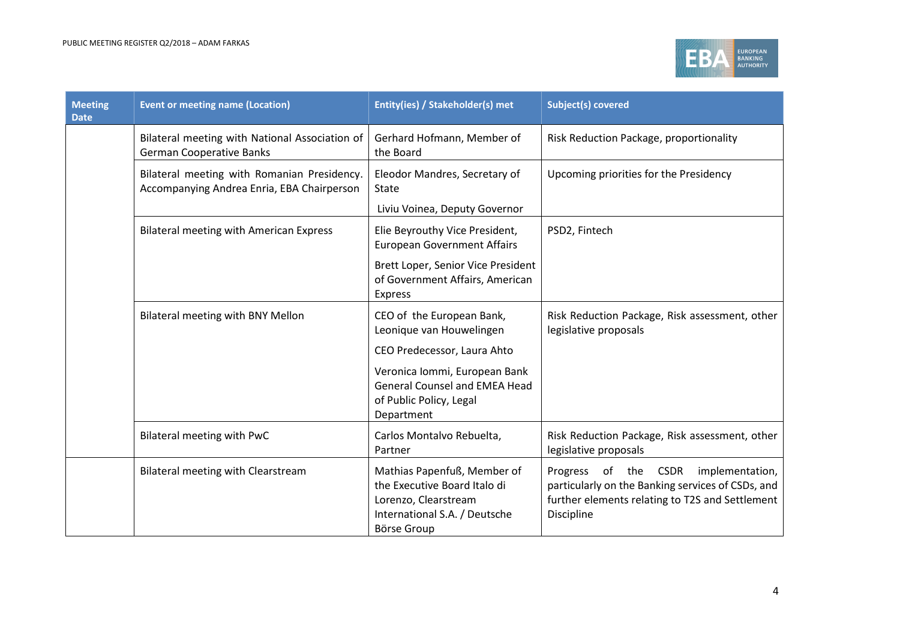| Meeting Date | Event or meeting name (Location) | Entity(ies) / Stakeholder(s) met | Subject(s) covered |
|---|---|---|---|
| | Bilateral meeting with National Association of German Cooperative Banks | Gerhard Hofmann, Member of the Board | Risk Reduction Package, proportionality |
| | Bilateral meeting with Romanian Presidency. Accompanying Andrea Enria, EBA Chairperson | Eleodor Mandres, Secretary of State<br><br>Liviu Voinea, Deputy Governor | Upcoming priorities for the Presidency |
| | Bilateral meeting with American Express | Elie Beyrouthy Vice President, European Government Affairs<br><br>Brett Loper, Senior Vice President of Government Affairs, American Express | PSD2, Fintech |
| | Bilateral meeting with BNY Mellon | CEO of the European Bank, Leonique van Houwelingen<br><br>CEO Predecessor, Laura Ahto<br><br>Veronica Iommi, European Bank General Counsel and EMEA Head of Public Policy, Legal Department | Risk Reduction Package, Risk assessment, other legislative proposals |
| | Bilateral meeting with PwC | Carlos Montalvo Rebuelta, Partner | Risk Reduction Package, Risk assessment, other legislative proposals |
| | Bilateral meeting with Clearstream | Mathias Papenfuß, Member of the Executive Board Italo di Lorenzo, Clearstream International S.A. / Deutsche Börse Group | Progress of the CSDR implementation, particularly on the Banking services of CSDs, and further elements relating to T2S and Settlement Discipline |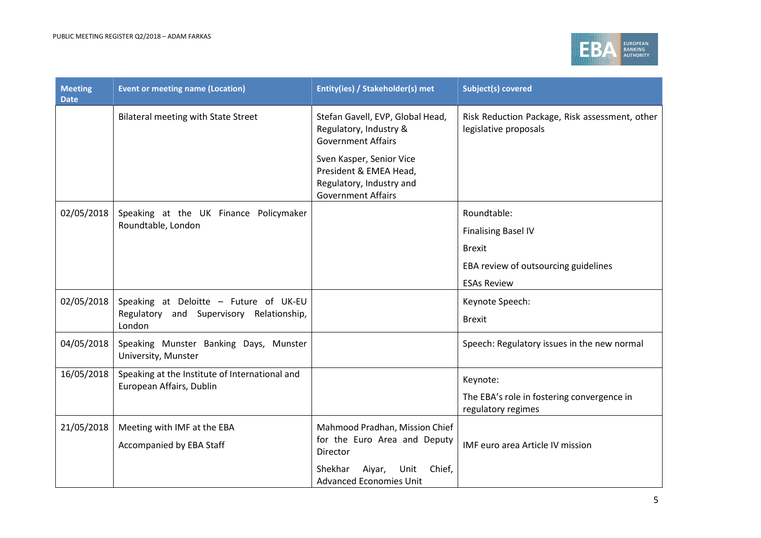| Meeting Date | Event or meeting name (Location) | Entity(ies) / Stakeholder(s) met | Subject(s) covered |
|---|---|---|---|
| | Bilateral meeting with State Street | Stefan Gavell, EVP, Global Head, Regulatory, Industry & Government Affairs<br><br>Sven Kasper, Senior Vice President & EMEA Head, Regulatory, Industry and Government Affairs | Risk Reduction Package, Risk assessment, other legislative proposals |
| 02/05/2018 | Speaking at the UK Finance Policymaker Roundtable, London | | Roundtable:<br><br>Finalising Basel IV<br><br>Brexit<br><br>EBA review of outsourcing guidelines<br><br>ESAs Review |
| 02/05/2018 | Speaking at Deloitte – Future of UK-EU Regulatory and Supervisory Relationship, London | | Keynote Speech:<br><br>Brexit |
| 04/05/2018 | Speaking Munster Banking Days, Munster University, Munster | | Speech: Regulatory issues in the new normal |
| 16/05/2018 | Speaking at the Institute of International and European Affairs, Dublin | | Keynote:<br><br>The EBA's role in fostering convergence in regulatory regimes |
| 21/05/2018 | Meeting with IMF at the EBA<br><br>Accompanied by EBA Staff | Mahmood Pradhan, Mission Chief for the Euro Area and Deputy Director<br><br>Shekhar Aiyar, Unit Chief, Advanced Economies Unit | IMF euro area Article IV mission |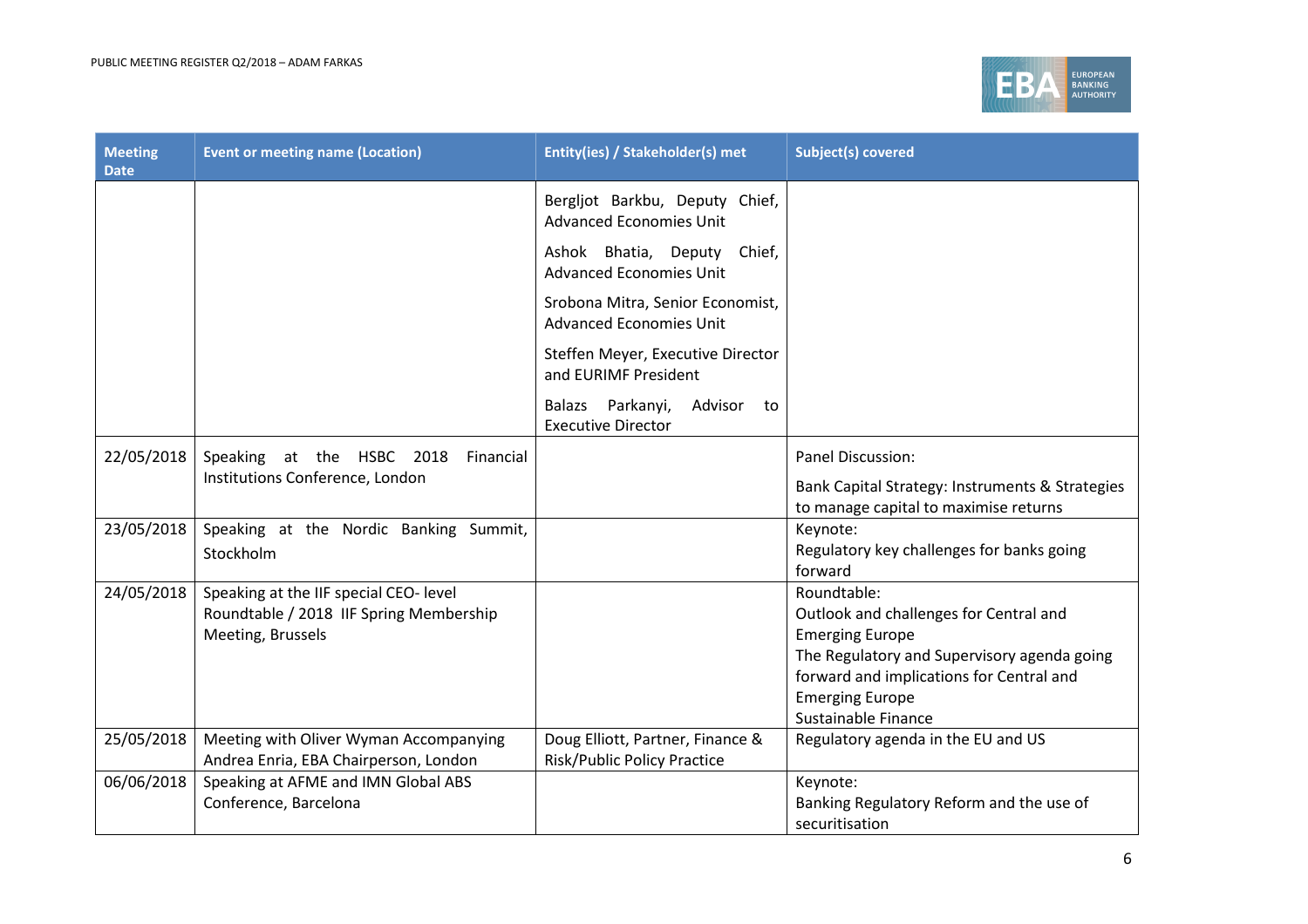| Meeting Date | Event or meeting name (Location) | Entity(ies) / Stakeholder(s) met | Subject(s) covered |
|---|---|---|---|
| | | Bergljot Barkbu, Deputy Chief, Advanced Economies Unit<br>Ashok Bhatia, Deputy Chief, Advanced Economies Unit<br>Srobona Mitra, Senior Economist, Advanced Economies Unit<br>Steffen Meyer, Executive Director and EURIMF President<br>Balazs Parkanyi, Advisor to Executive Director | |
| 22/05/2018 | Speaking at the HSBC 2018 Financial Institutions Conference, London | | Panel Discussion:<br>Bank Capital Strategy: Instruments & Strategies to manage capital to maximise returns |
| 23/05/2018 | Speaking at the Nordic Banking Summit, Stockholm | | Keynote:<br>Regulatory key challenges for banks going forward |
| 24/05/2018 | Speaking at the IIF special CEO- level Roundtable / 2018 IIF Spring Membership Meeting, Brussels | | Roundtable:<br>Outlook and challenges for Central and Emerging Europe<br>The Regulatory and Supervisory agenda going forward and implications for Central and Emerging Europe<br>Sustainable Finance |
| 25/05/2018 | Meeting with Oliver Wyman Accompanying Andrea Enria, EBA Chairperson, London | Doug Elliott, Partner, Finance & Risk/Public Policy Practice | Regulatory agenda in the EU and US |
| 06/06/2018 | Speaking at AFME and IMN Global ABS Conference, Barcelona | | Keynote:<br>Banking Regulatory Reform and the use of securitisation |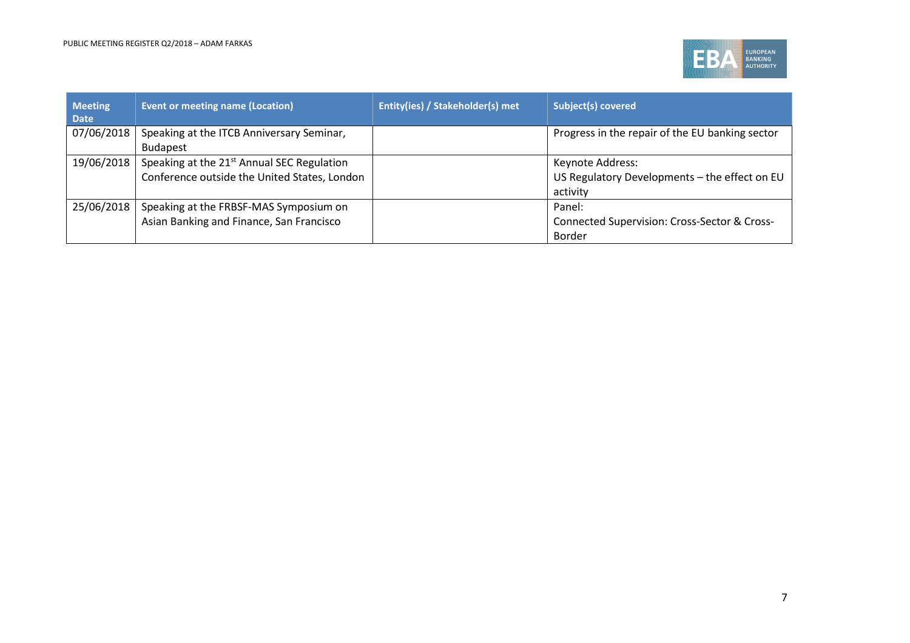| Meeting Date | Event or meeting name (Location) | Entity(ies) / Stakeholder(s) met | Subject(s) covered |
|---|---|---|---|
| 07/06/2018 | Speaking at the ITCB Anniversary Seminar, Budapest | | Progress in the repair of the EU banking sector |
| 19/06/2018 | Speaking at the 21st Annual SEC Regulation Conference outside the United States, London | | Keynote Address: US Regulatory Developments – the effect on EU activity |
| 25/06/2018 | Speaking at the FRBSF-MAS Symposium on Asian Banking and Finance, San Francisco | | Panel: Connected Supervision: Cross-Sector & Cross-Border |